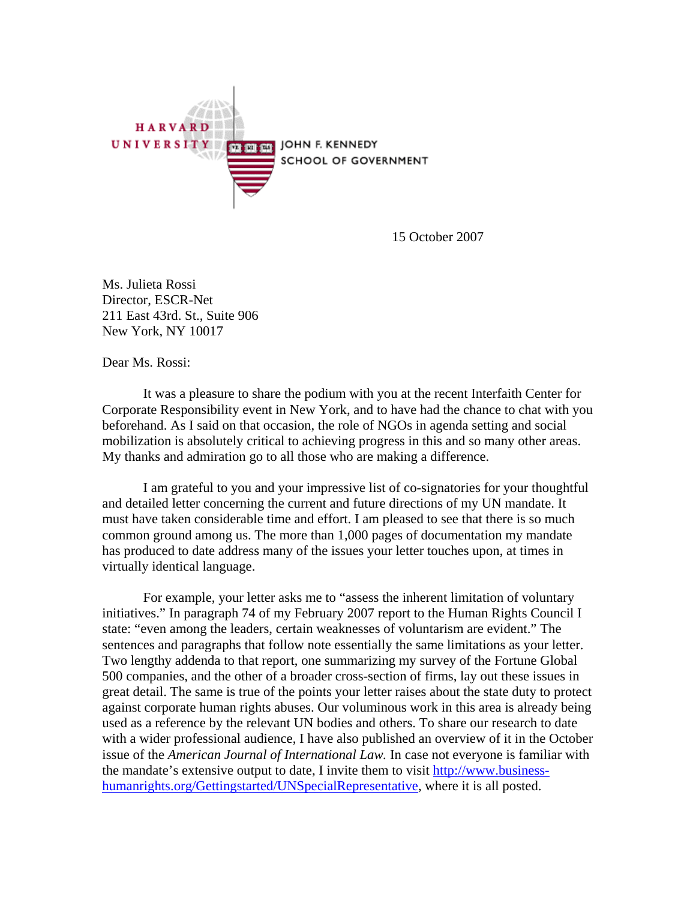HARVARD UNIVERSITY

JOHN F. KENNEDY SCHOOL OF GOVERNMENT

15 October 2007

Ms. Julieta Rossi
Director, ESCR-Net
211 East 43rd. St., Suite 906
New York, NY 10017

Dear Ms. Rossi:

It was a pleasure to share the podium with you at the recent Interfaith Center for Corporate Responsibility event in New York, and to have had the chance to chat with you beforehand. As I said on that occasion, the role of NGOs in agenda setting and social mobilization is absolutely critical to achieving progress in this and so many other areas. My thanks and admiration go to all those who are making a difference.

I am grateful to you and your impressive list of co-signatories for your thoughtful and detailed letter concerning the current and future directions of my UN mandate. It must have taken considerable time and effort. I am pleased to see that there is so much common ground among us. The more than 1,000 pages of documentation my mandate has produced to date address many of the issues your letter touches upon, at times in virtually identical language.

For example, your letter asks me to "assess the inherent limitation of voluntary initiatives." In paragraph 74 of my February 2007 report to the Human Rights Council I state: "even among the leaders, certain weaknesses of voluntarism are evident." The sentences and paragraphs that follow note essentially the same limitations as your letter. Two lengthy addenda to that report, one summarizing my survey of the Fortune Global 500 companies, and the other of a broader cross-section of firms, lay out these issues in great detail. The same is true of the points your letter raises about the state duty to protect against corporate human rights abuses. Our voluminous work in this area is already being used as a reference by the relevant UN bodies and others. To share our research to date with a wider professional audience, I have also published an overview of it in the October issue of the *American Journal of International Law.* In case not everyone is familiar with the mandate's extensive output to date, I invite them to visit http://www.business-humanrights.org/Gettingstarted/UNSpecialRepresentative, where it is all posted.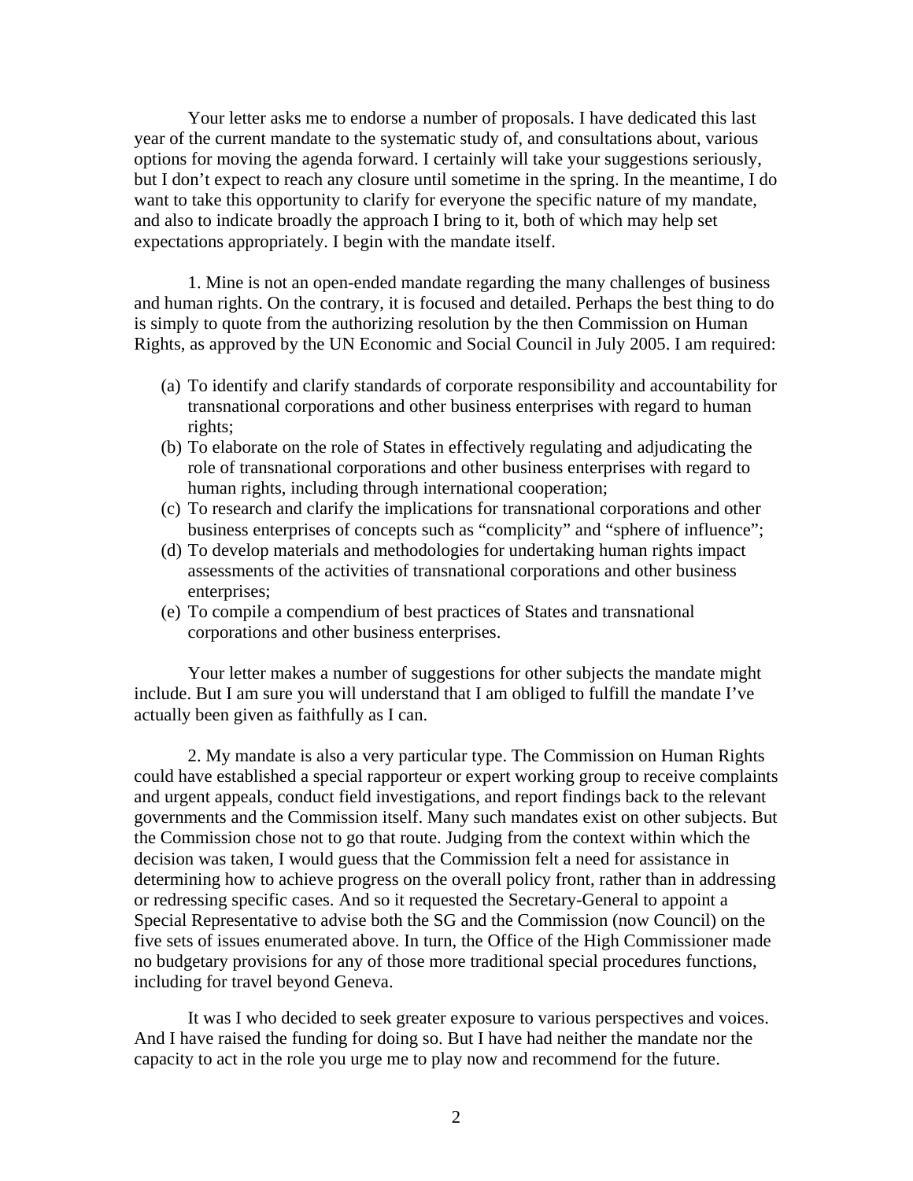Your letter asks me to endorse a number of proposals. I have dedicated this last year of the current mandate to the systematic study of, and consultations about, various options for moving the agenda forward. I certainly will take your suggestions seriously, but I don't expect to reach any closure until sometime in the spring. In the meantime, I do want to take this opportunity to clarify for everyone the specific nature of my mandate, and also to indicate broadly the approach I bring to it, both of which may help set expectations appropriately. I begin with the mandate itself.

1. Mine is not an open-ended mandate regarding the many challenges of business and human rights. On the contrary, it is focused and detailed. Perhaps the best thing to do is simply to quote from the authorizing resolution by the then Commission on Human Rights, as approved by the UN Economic and Social Council in July 2005. I am required:

(a) To identify and clarify standards of corporate responsibility and accountability for transnational corporations and other business enterprises with regard to human rights;
(b) To elaborate on the role of States in effectively regulating and adjudicating the role of transnational corporations and other business enterprises with regard to human rights, including through international cooperation;
(c) To research and clarify the implications for transnational corporations and other business enterprises of concepts such as "complicity" and "sphere of influence";
(d) To develop materials and methodologies for undertaking human rights impact assessments of the activities of transnational corporations and other business enterprises;
(e) To compile a compendium of best practices of States and transnational corporations and other business enterprises.

Your letter makes a number of suggestions for other subjects the mandate might include. But I am sure you will understand that I am obliged to fulfill the mandate I've actually been given as faithfully as I can.

2. My mandate is also a very particular type. The Commission on Human Rights could have established a special rapporteur or expert working group to receive complaints and urgent appeals, conduct field investigations, and report findings back to the relevant governments and the Commission itself. Many such mandates exist on other subjects. But the Commission chose not to go that route. Judging from the context within which the decision was taken, I would guess that the Commission felt a need for assistance in determining how to achieve progress on the overall policy front, rather than in addressing or redressing specific cases. And so it requested the Secretary-General to appoint a Special Representative to advise both the SG and the Commission (now Council) on the five sets of issues enumerated above. In turn, the Office of the High Commissioner made no budgetary provisions for any of those more traditional special procedures functions, including for travel beyond Geneva.

It was I who decided to seek greater exposure to various perspectives and voices. And I have raised the funding for doing so. But I have had neither the mandate nor the capacity to act in the role you urge me to play now and recommend for the future.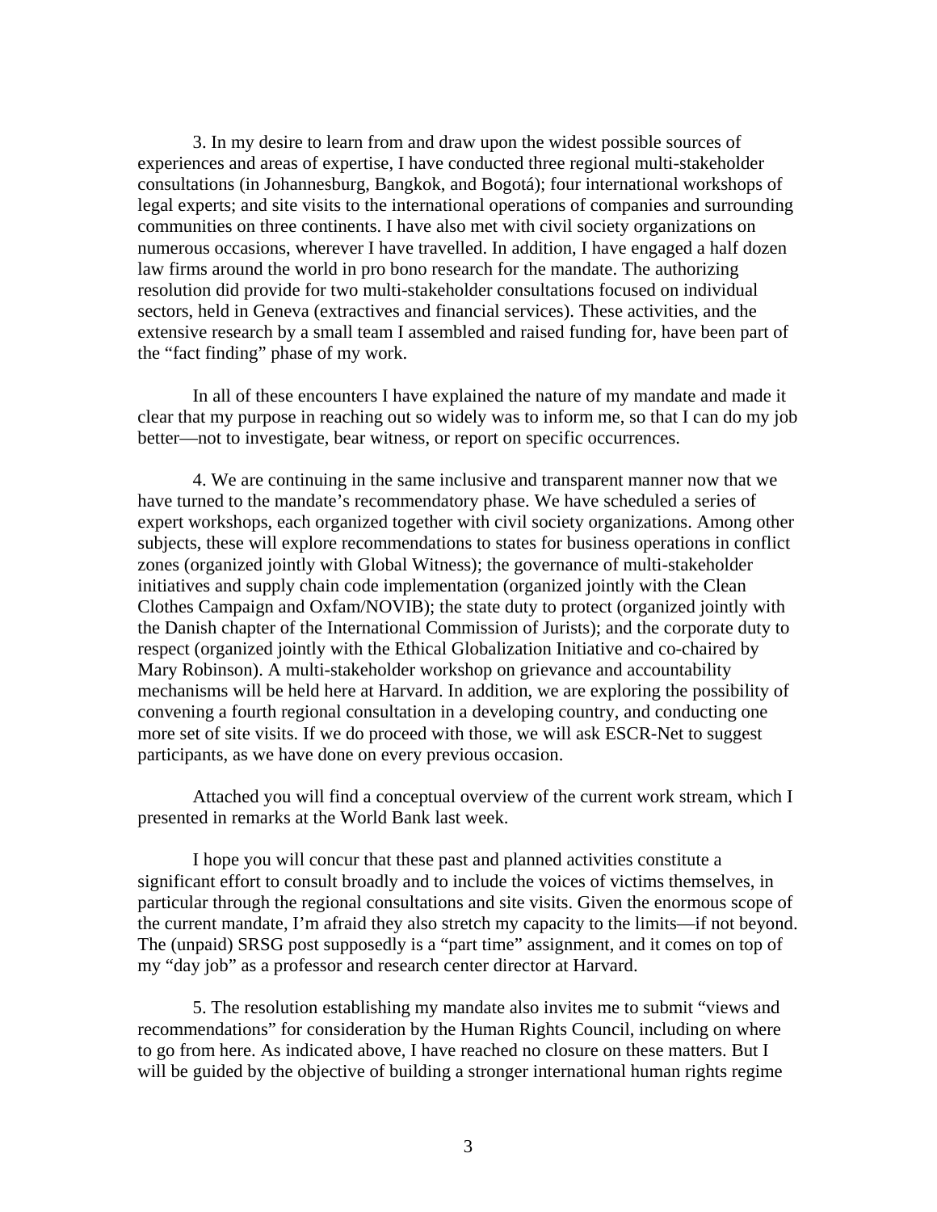3. In my desire to learn from and draw upon the widest possible sources of experiences and areas of expertise, I have conducted three regional multi-stakeholder consultations (in Johannesburg, Bangkok, and Bogotá); four international workshops of legal experts; and site visits to the international operations of companies and surrounding communities on three continents. I have also met with civil society organizations on numerous occasions, wherever I have travelled. In addition, I have engaged a half dozen law firms around the world in pro bono research for the mandate. The authorizing resolution did provide for two multi-stakeholder consultations focused on individual sectors, held in Geneva (extractives and financial services). These activities, and the extensive research by a small team I assembled and raised funding for, have been part of the "fact finding" phase of my work.

In all of these encounters I have explained the nature of my mandate and made it clear that my purpose in reaching out so widely was to inform me, so that I can do my job better—not to investigate, bear witness, or report on specific occurrences.

4. We are continuing in the same inclusive and transparent manner now that we have turned to the mandate's recommendatory phase. We have scheduled a series of expert workshops, each organized together with civil society organizations. Among other subjects, these will explore recommendations to states for business operations in conflict zones (organized jointly with Global Witness); the governance of multi-stakeholder initiatives and supply chain code implementation (organized jointly with the Clean Clothes Campaign and Oxfam/NOVIB); the state duty to protect (organized jointly with the Danish chapter of the International Commission of Jurists); and the corporate duty to respect (organized jointly with the Ethical Globalization Initiative and co-chaired by Mary Robinson). A multi-stakeholder workshop on grievance and accountability mechanisms will be held here at Harvard. In addition, we are exploring the possibility of convening a fourth regional consultation in a developing country, and conducting one more set of site visits. If we do proceed with those, we will ask ESCR-Net to suggest participants, as we have done on every previous occasion.

Attached you will find a conceptual overview of the current work stream, which I presented in remarks at the World Bank last week.

I hope you will concur that these past and planned activities constitute a significant effort to consult broadly and to include the voices of victims themselves, in particular through the regional consultations and site visits. Given the enormous scope of the current mandate, I'm afraid they also stretch my capacity to the limits—if not beyond. The (unpaid) SRSG post supposedly is a "part time" assignment, and it comes on top of my "day job" as a professor and research center director at Harvard.

5. The resolution establishing my mandate also invites me to submit "views and recommendations" for consideration by the Human Rights Council, including on where to go from here. As indicated above, I have reached no closure on these matters. But I will be guided by the objective of building a stronger international human rights regime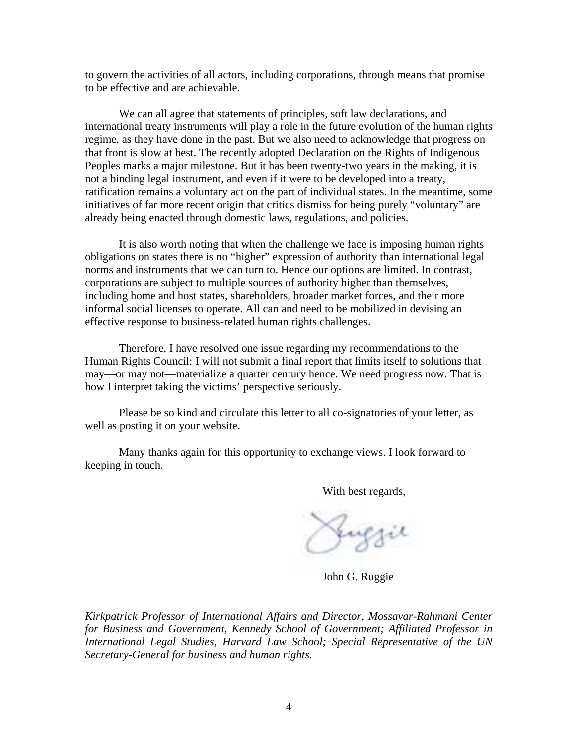to govern the activities of all actors, including corporations, through means that promise to be effective and are achievable.

We can all agree that statements of principles, soft law declarations, and international treaty instruments will play a role in the future evolution of the human rights regime, as they have done in the past. But we also need to acknowledge that progress on that front is slow at best. The recently adopted Declaration on the Rights of Indigenous Peoples marks a major milestone. But it has been twenty-two years in the making, it is not a binding legal instrument, and even if it were to be developed into a treaty, ratification remains a voluntary act on the part of individual states. In the meantime, some initiatives of far more recent origin that critics dismiss for being purely "voluntary" are already being enacted through domestic laws, regulations, and policies.

It is also worth noting that when the challenge we face is imposing human rights obligations on states there is no "higher" expression of authority than international legal norms and instruments that we can turn to. Hence our options are limited. In contrast, corporations are subject to multiple sources of authority higher than themselves, including home and host states, shareholders, broader market forces, and their more informal social licenses to operate. All can and need to be mobilized in devising an effective response to business-related human rights challenges.

Therefore, I have resolved one issue regarding my recommendations to the Human Rights Council: I will not submit a final report that limits itself to solutions that may—or may not—materialize a quarter century hence. We need progress now. That is how I interpret taking the victims' perspective seriously.

Please be so kind and circulate this letter to all co-signatories of your letter, as well as posting it on your website.

Many thanks again for this opportunity to exchange views. I look forward to keeping in touch.

With best regards,

Ruggie

John G. Ruggie

*Kirkpatrick Professor of International Affairs and Director, Mossavar-Rahmani Center for Business and Government, Kennedy School of Government; Affiliated Professor in International Legal Studies, Harvard Law School; Special Representative of the UN Secretary-General for business and human rights.*